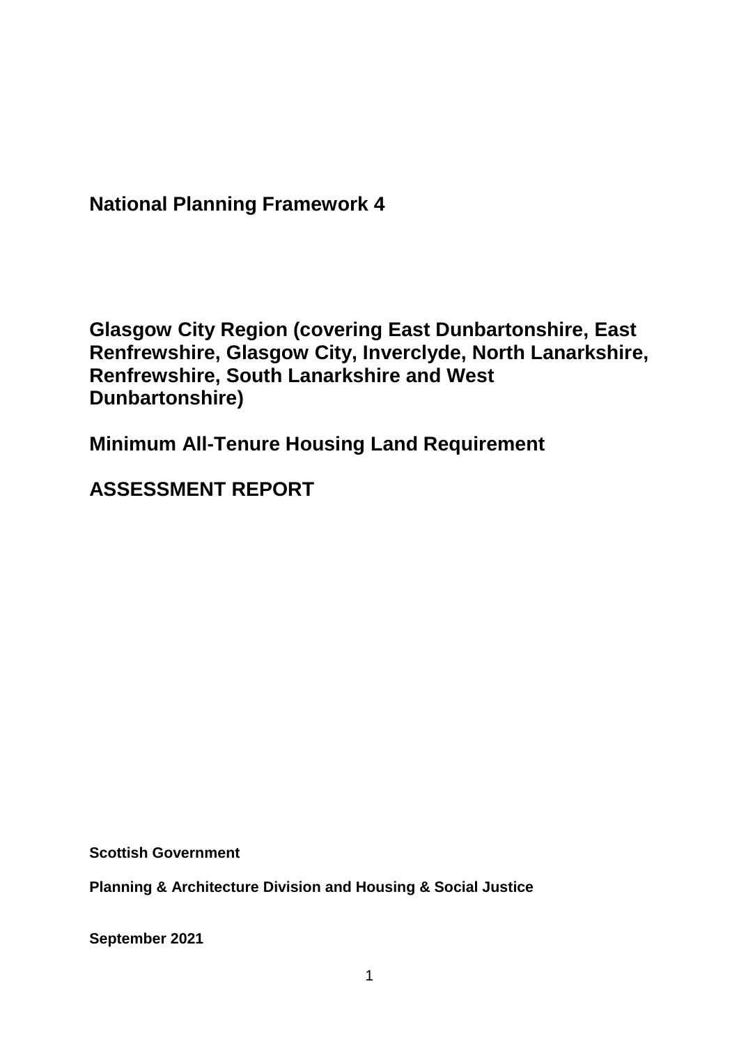# National Planning Framework 4

## Glasgow City Region (covering East Dunbartonshire, East Renfrewshire, Glasgow City, Inverclyde, North Lanarkshire, Renfrewshire, South Lanarkshire and West Dunbartonshire)

## Minimum All-Tenure Housing Land Requirement

## ASSESSMENT REPORT

**Scottish Government**

**Planning & Architecture Division and Housing & Social Justice**

**September 2021**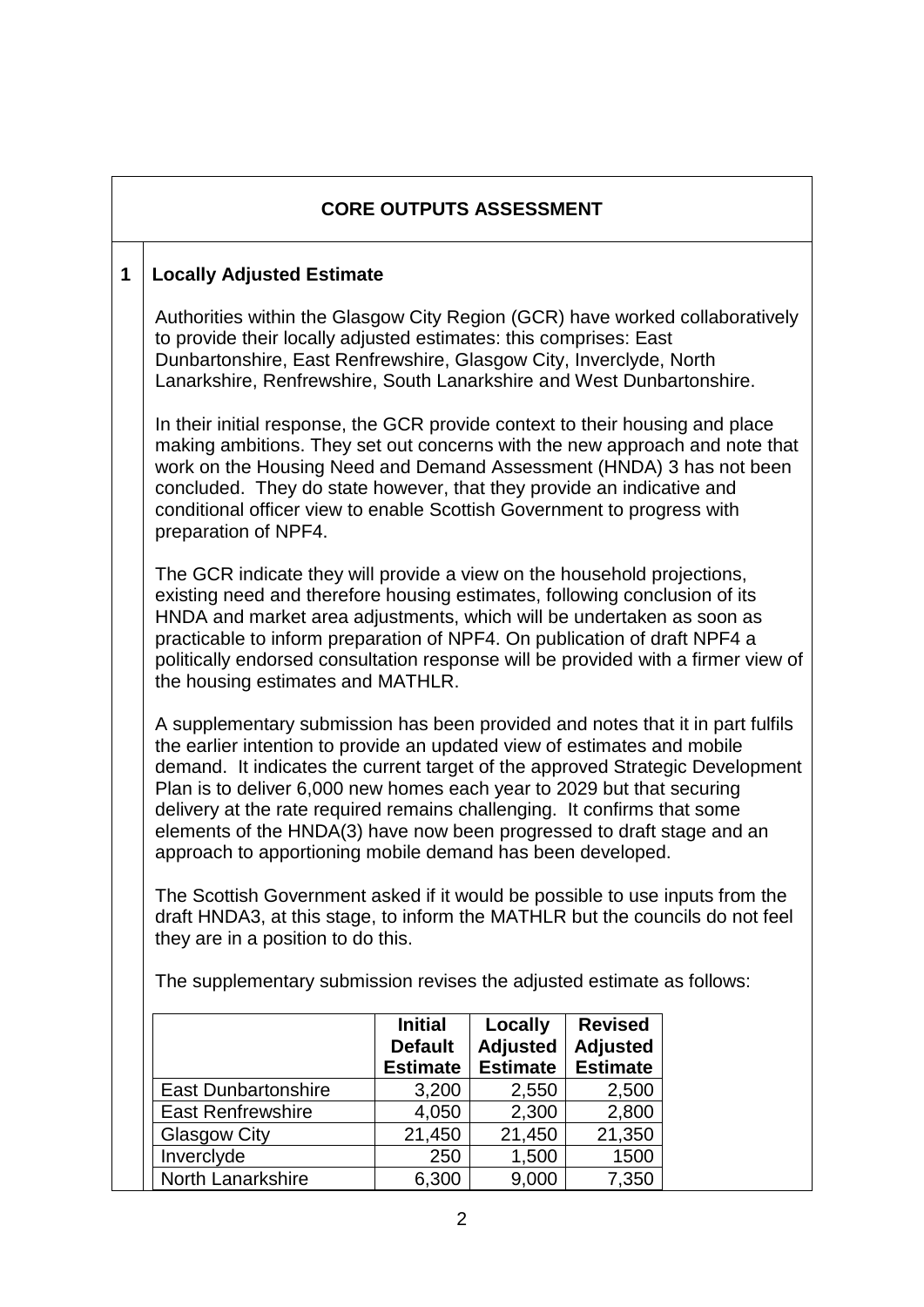## CORE OUTPUTS ASSESSMENT

### 1 Locally Adjusted Estimate

Authorities within the Glasgow City Region (GCR) have worked collaboratively to provide their locally adjusted estimates: this comprises: East Dunbartonshire, East Renfrewshire, Glasgow City, Inverclyde, North Lanarkshire, Renfrewshire, South Lanarkshire and West Dunbartonshire.

In their initial response, the GCR provide context to their housing and place making ambitions. They set out concerns with the new approach and note that work on the Housing Need and Demand Assessment (HNDA) 3 has not been concluded. They do state however, that they provide an indicative and conditional officer view to enable Scottish Government to progress with preparation of NPF4.

The GCR indicate they will provide a view on the household projections, existing need and therefore housing estimates, following conclusion of its HNDA and market area adjustments, which will be undertaken as soon as practicable to inform preparation of NPF4. On publication of draft NPF4 a politically endorsed consultation response will be provided with a firmer view of the housing estimates and MATHLR.

A supplementary submission has been provided and notes that it in part fulfils the earlier intention to provide an updated view of estimates and mobile demand. It indicates the current target of the approved Strategic Development Plan is to deliver 6,000 new homes each year to 2029 but that securing delivery at the rate required remains challenging. It confirms that some elements of the HNDA(3) have now been progressed to draft stage and an approach to apportioning mobile demand has been developed.

The Scottish Government asked if it would be possible to use inputs from the draft HNDA3, at this stage, to inform the MATHLR but the councils do not feel they are in a position to do this.

The supplementary submission revises the adjusted estimate as follows:

| | Initial Default Estimate | Locally Adjusted Estimate | Revised Adjusted Estimate |
|---|---|---|---|
| East Dunbartonshire | 3,200 | 2,550 | 2,500 |
| East Renfrewshire | 4,050 | 2,300 | 2,800 |
| Glasgow City | 21,450 | 21,450 | 21,350 |
| Inverclyde | 250 | 1,500 | 1500 |
| North Lanarkshire | 6,300 | 9,000 | 7,350 |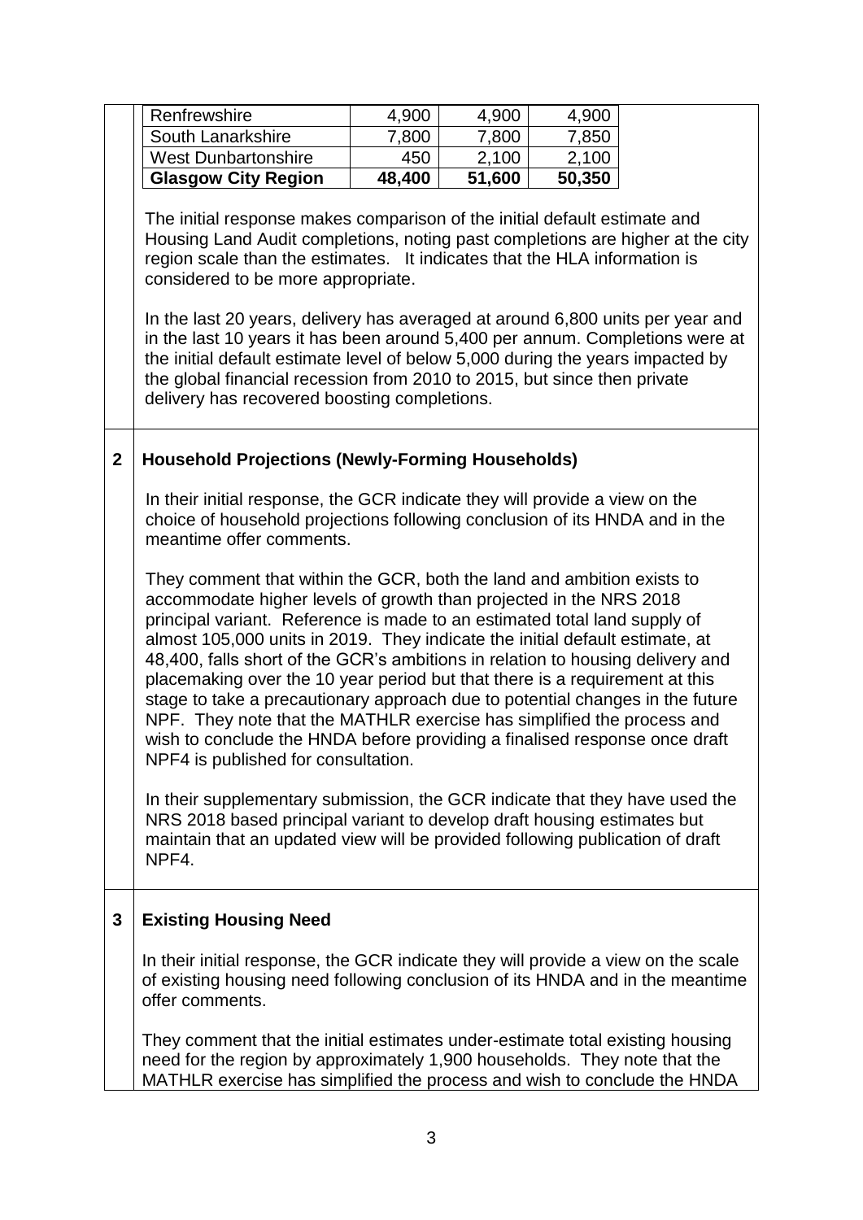| | | | |
|---|---|---|---|
| Renfrewshire | 4,900 | 4,900 | 4,900 |
| South Lanarkshire | 7,800 | 7,800 | 7,850 |
| West Dunbartonshire | 450 | 2,100 | 2,100 |
| **Glasgow City Region** | **48,400** | **51,600** | **50,350** |

The initial response makes comparison of the initial default estimate and Housing Land Audit completions, noting past completions are higher at the city region scale than the estimates. It indicates that the HLA information is considered to be more appropriate.

In the last 20 years, delivery has averaged at around 6,800 units per year and in the last 10 years it has been around 5,400 per annum. Completions were at the initial default estimate level of below 5,000 during the years impacted by the global financial recession from 2010 to 2015, but since then private delivery has recovered boosting completions.

## 2 Household Projections (Newly-Forming Households)

In their initial response, the GCR indicate they will provide a view on the choice of household projections following conclusion of its HNDA and in the meantime offer comments.

They comment that within the GCR, both the land and ambition exists to accommodate higher levels of growth than projected in the NRS 2018 principal variant. Reference is made to an estimated total land supply of almost 105,000 units in 2019. They indicate the initial default estimate, at 48,400, falls short of the GCR's ambitions in relation to housing delivery and placemaking over the 10 year period but that there is a requirement at this stage to take a precautionary approach due to potential changes in the future NPF. They note that the MATHLR exercise has simplified the process and wish to conclude the HNDA before providing a finalised response once draft NPF4 is published for consultation.

In their supplementary submission, the GCR indicate that they have used the NRS 2018 based principal variant to develop draft housing estimates but maintain that an updated view will be provided following publication of draft NPF4.

## 3 Existing Housing Need

In their initial response, the GCR indicate they will provide a view on the scale of existing housing need following conclusion of its HNDA and in the meantime offer comments.

They comment that the initial estimates under-estimate total existing housing need for the region by approximately 1,900 households. They note that the MATHLR exercise has simplified the process and wish to conclude the HNDA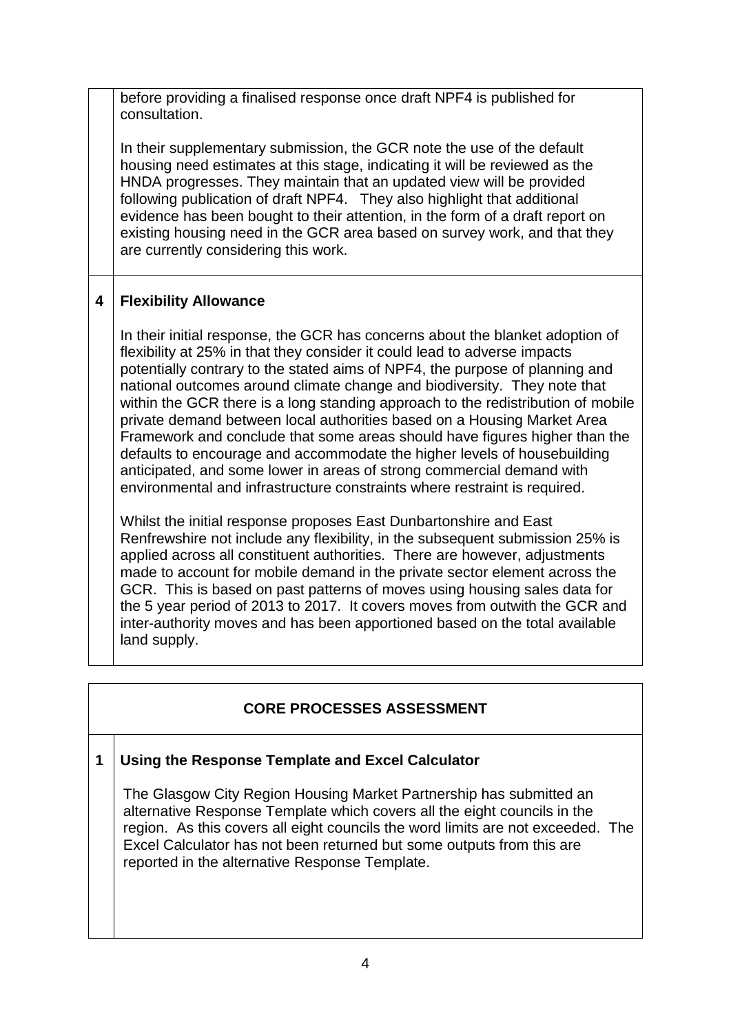before providing a finalised response once draft NPF4 is published for consultation.

In their supplementary submission, the GCR note the use of the default housing need estimates at this stage, indicating it will be reviewed as the HNDA progresses. They maintain that an updated view will be provided following publication of draft NPF4. They also highlight that additional evidence has been bought to their attention, in the form of a draft report on existing housing need in the GCR area based on survey work, and that they are currently considering this work.

## 4 Flexibility Allowance

In their initial response, the GCR has concerns about the blanket adoption of flexibility at 25% in that they consider it could lead to adverse impacts potentially contrary to the stated aims of NPF4, the purpose of planning and national outcomes around climate change and biodiversity. They note that within the GCR there is a long standing approach to the redistribution of mobile private demand between local authorities based on a Housing Market Area Framework and conclude that some areas should have figures higher than the defaults to encourage and accommodate the higher levels of housebuilding anticipated, and some lower in areas of strong commercial demand with environmental and infrastructure constraints where restraint is required.

Whilst the initial response proposes East Dunbartonshire and East Renfrewshire not include any flexibility, in the subsequent submission 25% is applied across all constituent authorities. There are however, adjustments made to account for mobile demand in the private sector element across the GCR. This is based on past patterns of moves using housing sales data for the 5 year period of 2013 to 2017. It covers moves from outwith the GCR and inter-authority moves and has been apportioned based on the total available land supply.

# CORE PROCESSES ASSESSMENT

## 1 Using the Response Template and Excel Calculator

The Glasgow City Region Housing Market Partnership has submitted an alternative Response Template which covers all the eight councils in the region. As this covers all eight councils the word limits are not exceeded. The Excel Calculator has not been returned but some outputs from this are reported in the alternative Response Template.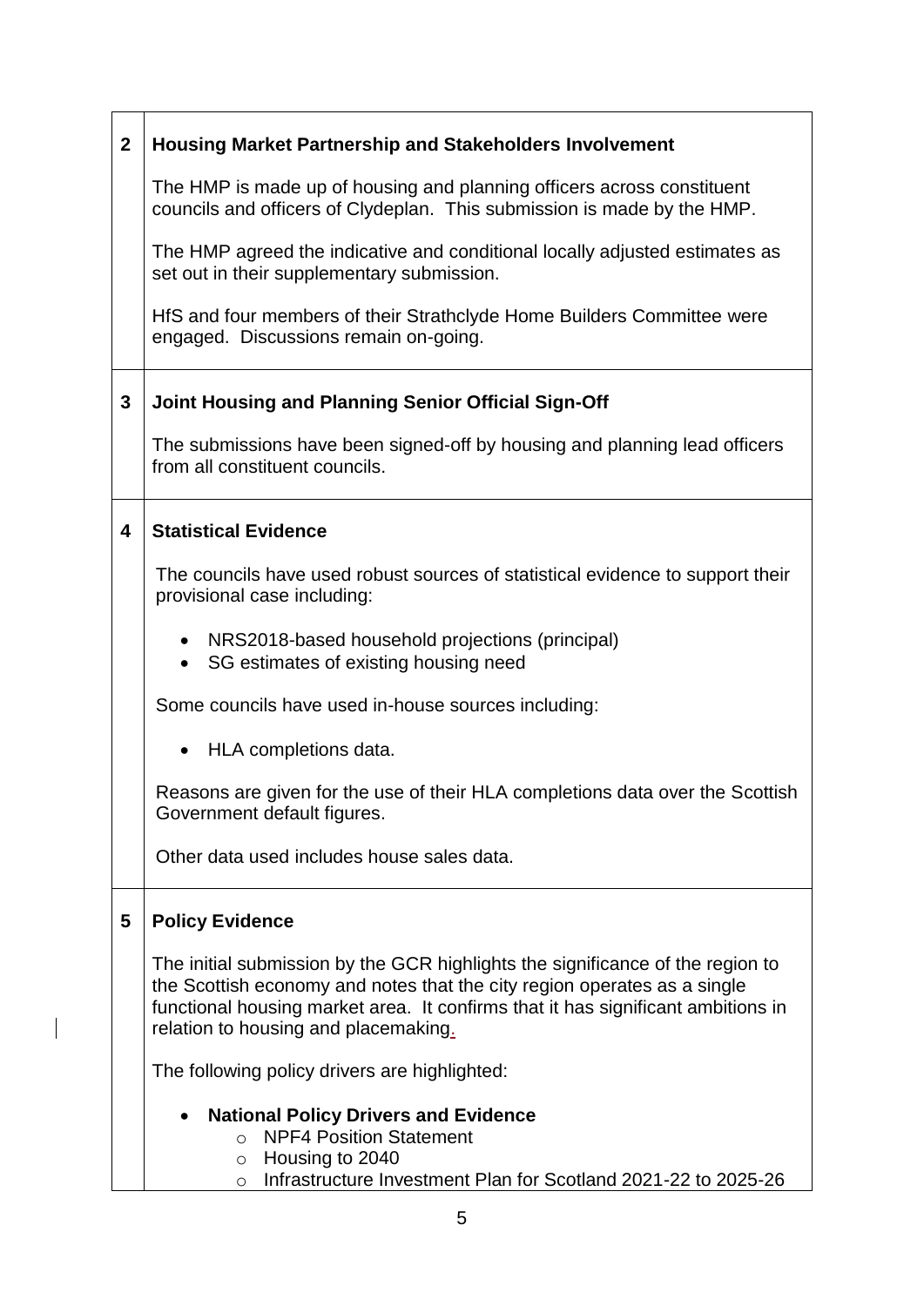| | |
|---|---|
| **2** | **Housing Market Partnership and Stakeholders Involvement**<br><br>The HMP is made up of housing and planning officers across constituent councils and officers of Clydeplan. This submission is made by the HMP.<br><br>The HMP agreed the indicative and conditional locally adjusted estimates as set out in their supplementary submission.<br><br>HfS and four members of their Strathclyde Home Builders Committee were engaged. Discussions remain on-going. |
| **3** | **Joint Housing and Planning Senior Official Sign-Off**<br><br>The submissions have been signed-off by housing and planning lead officers from all constituent councils. |
| **4** | **Statistical Evidence**<br><br>The councils have used robust sources of statistical evidence to support their provisional case including:<br><br>• NRS2018-based household projections (principal)<br>• SG estimates of existing housing need<br><br>Some councils have used in-house sources including:<br><br>• HLA completions data.<br><br>Reasons are given for the use of their HLA completions data over the Scottish Government default figures.<br><br>Other data used includes house sales data. |
| **5** | **Policy Evidence**<br><br>The initial submission by the GCR highlights the significance of the region to the Scottish economy and notes that the city region operates as a single functional housing market area. It confirms that it has significant ambitions in relation to housing and placemaking.<br><br>The following policy drivers are highlighted:<br><br>• **National Policy Drivers and Evidence**<br>&nbsp;&nbsp;&nbsp;&nbsp;o NPF4 Position Statement<br>&nbsp;&nbsp;&nbsp;&nbsp;o Housing to 2040<br>&nbsp;&nbsp;&nbsp;&nbsp;o Infrastructure Investment Plan for Scotland 2021-22 to 2025-26 |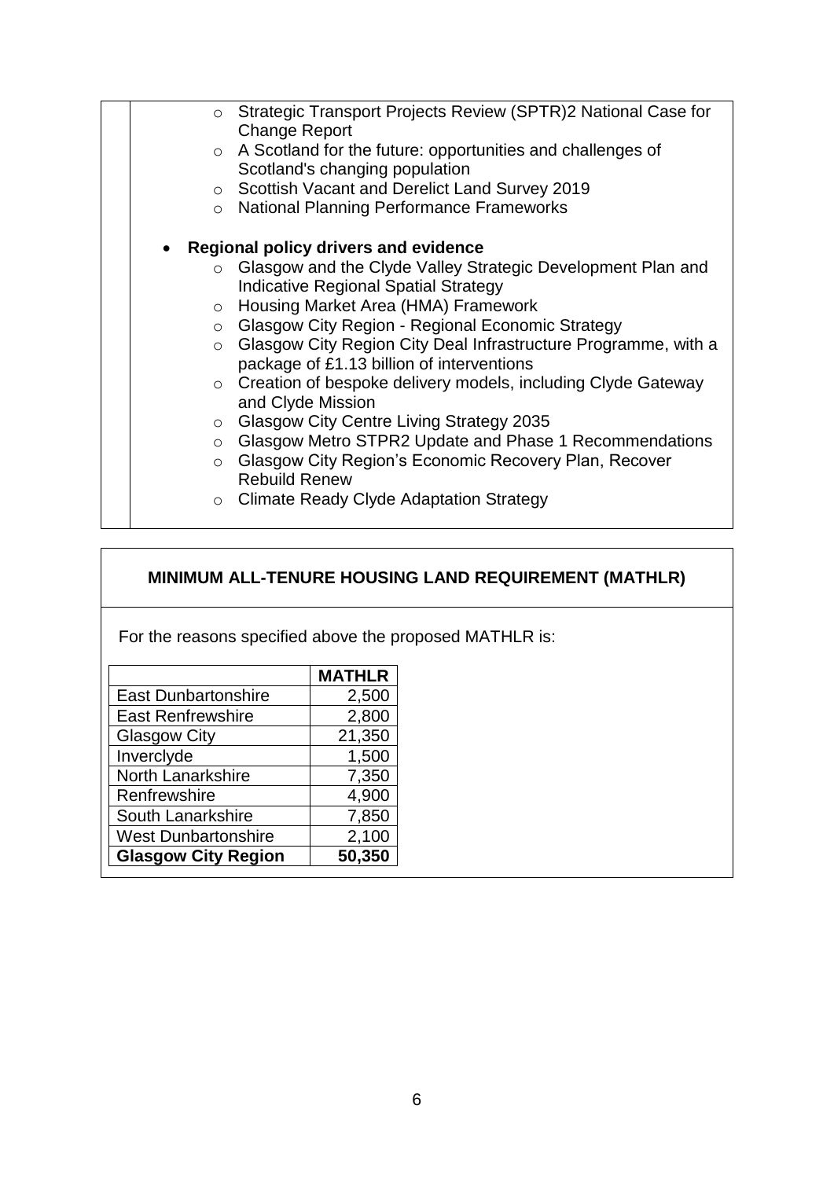- Strategic Transport Projects Review (SPTR)2 National Case for Change Report
  - A Scotland for the future: opportunities and challenges of Scotland's changing population
  - Scottish Vacant and Derelict Land Survey 2019
  - National Planning Performance Frameworks

- **Regional policy drivers and evidence**
  - Glasgow and the Clyde Valley Strategic Development Plan and Indicative Regional Spatial Strategy
  - Housing Market Area (HMA) Framework
  - Glasgow City Region - Regional Economic Strategy
  - Glasgow City Region City Deal Infrastructure Programme, with a package of £1.13 billion of interventions
  - Creation of bespoke delivery models, including Clyde Gateway and Clyde Mission
  - Glasgow City Centre Living Strategy 2035
  - Glasgow Metro STPR2 Update and Phase 1 Recommendations
  - Glasgow City Region's Economic Recovery Plan, Recover Rebuild Renew
  - Climate Ready Clyde Adaptation Strategy

## MINIMUM ALL-TENURE HOUSING LAND REQUIREMENT (MATHLR)

For the reasons specified above the proposed MATHLR is:

| | **MATHLR** |
|---|---|
| East Dunbartonshire | 2,500 |
| East Renfrewshire | 2,800 |
| Glasgow City | 21,350 |
| Inverclyde | 1,500 |
| North Lanarkshire | 7,350 |
| Renfrewshire | 4,900 |
| South Lanarkshire | 7,850 |
| West Dunbartonshire | 2,100 |
| **Glasgow City Region** | **50,350** |